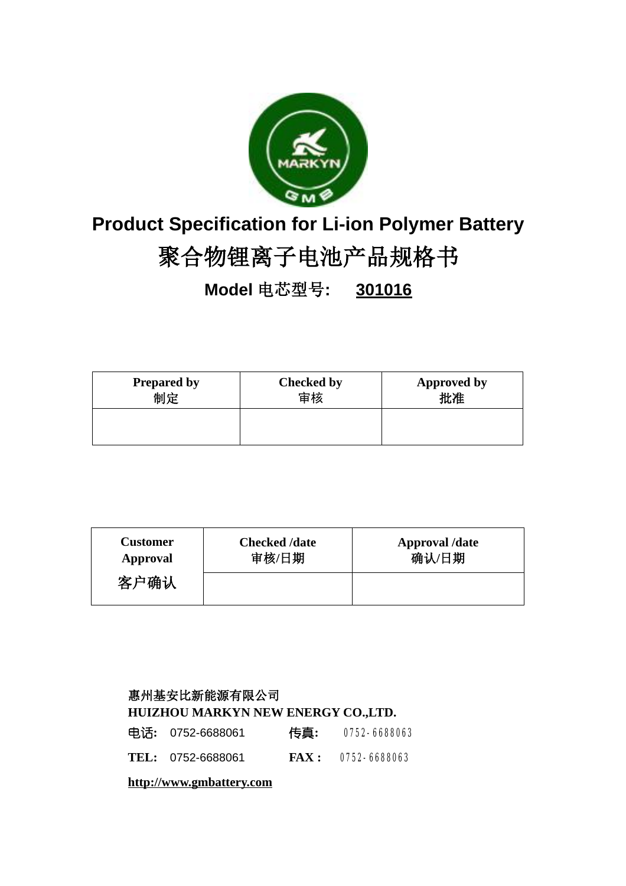# Product Specification for Li-ion Polymer Battery

# 聚合物锂离子电池产品规格书

## Model 电芯型号: 301016

| Prepared by 制定 | Checked by 审核 | Approved by 批准 |
|---|---|---|
| | | |

| Customer Approval 客户确认 | Checked /date 审核/日期 | Approval /date 确认/日期 |
|---|---|---|
| | | |

惠州基安比新能源有限公司

**HUIZHOU MARKYN NEW ENERGY CO.,LTD.**

**电话:** 0752-6688061 **传真:** 0752-6688063

**TEL:** 0752-6688061 **FAX :** 0752-6688063

**http://www.gmbattery.com**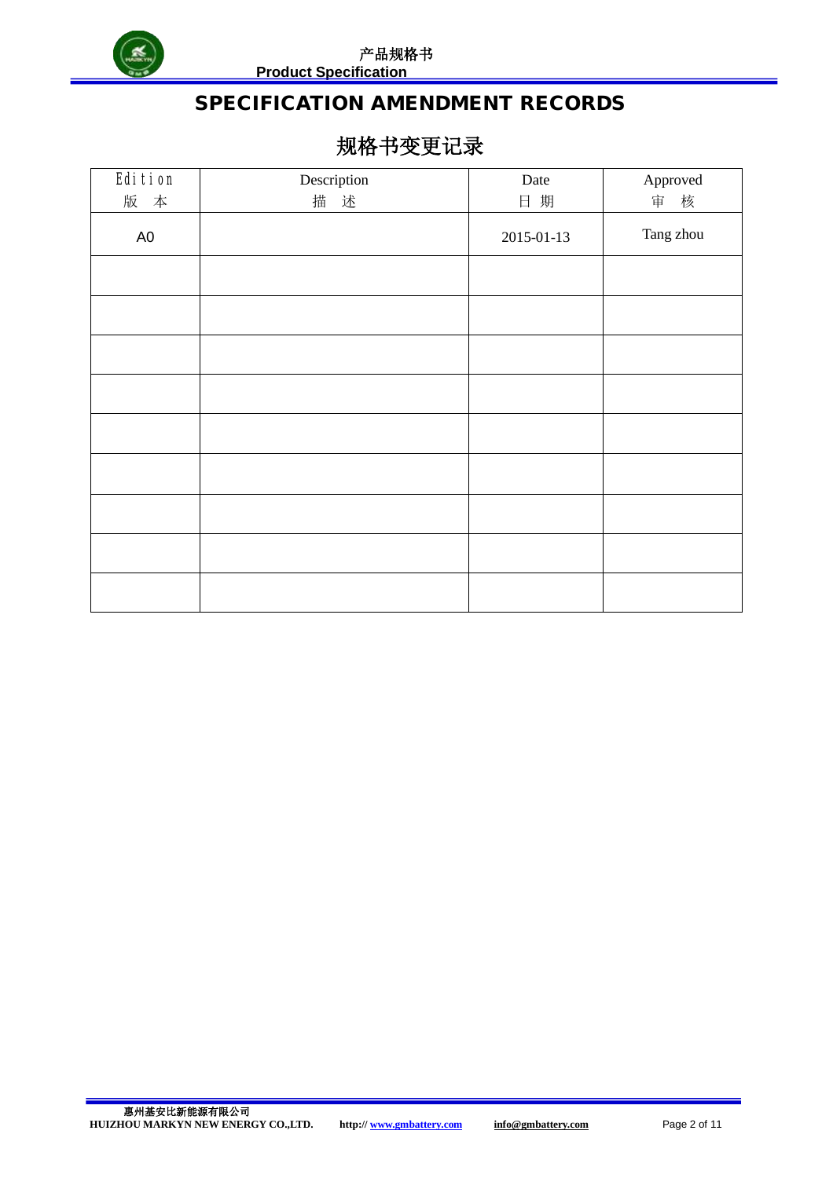# SPECIFICATION AMENDMENT RECORDS

# 规格书变更记录

| Edition<br>版 本 | Description<br>描 述 | Date<br>日 期 | Approved<br>审 核 |
|---|---|---|---|
| A0 | | 2015-01-13 | Tang zhou |
| | | | |
| | | | |
| | | | |
| | | | |
| | | | |
| | | | |
| | | | |
| | | | |
| | | | |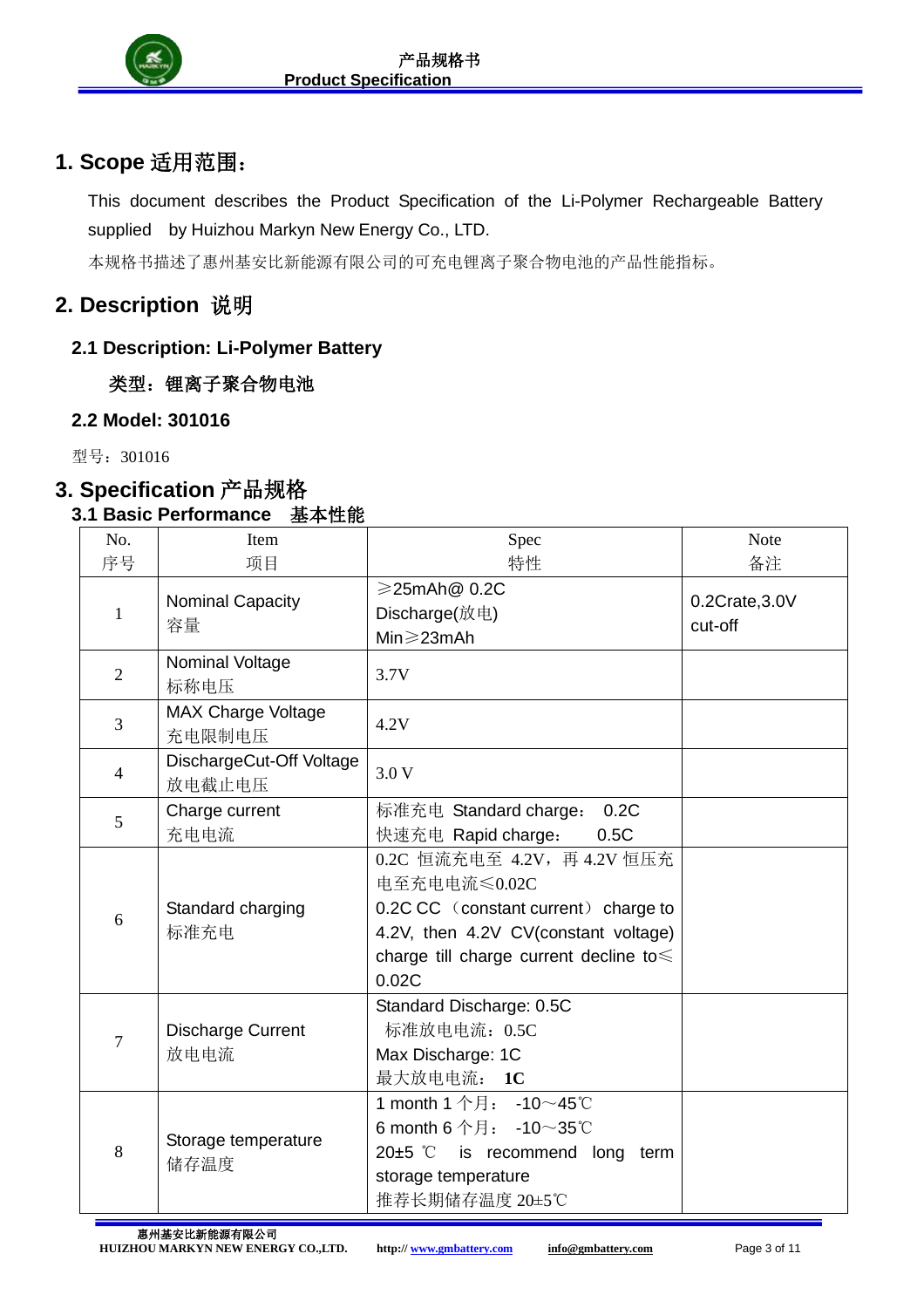# 1. Scope 适用范围：

This document describes the Product Specification of the Li-Polymer Rechargeable Battery supplied by Huizhou Markyn New Energy Co., LTD.

本规格书描述了惠州基安比新能源有限公司的可充电锂离子聚合物电池的产品性能指标。

# 2. Description 说明

## 2.1 Description: Li-Polymer Battery

**类型：锂离子聚合物电池**

## 2.2 Model: 301016

型号：301016

# 3. Specification 产品规格

## 3.1 Basic Performance 基本性能

| No.<br>序号 | Item<br>项目 | Spec<br>特性 | Note<br>备注 |
|---|---|---|---|
| 1 | Nominal Capacity<br>容量 | ≥25mAh@ 0.2C Discharge(放电)<br>Min≥23mAh | 0.2Crate,3.0V cut-off |
| 2 | Nominal Voltage<br>标称电压 | 3.7V | |
| 3 | MAX Charge Voltage<br>充电限制电压 | 4.2V | |
| 4 | DischargeCut-Off Voltage<br>放电截止电压 | 3.0 V | |
| 5 | Charge current<br>充电电流 | 标准充电 Standard charge： 0.2C<br>快速充电 Rapid charge： 0.5C | |
| 6 | Standard charging<br>标准充电 | 0.2C 恒流充电至 4.2V，再 4.2V 恒压充电至充电电流≤0.02C<br>0.2C CC（constant current）charge to 4.2V, then 4.2V CV(constant voltage) charge till charge current decline to≤0.02C | |
| 7 | Discharge Current<br>放电电流 | Standard Discharge: 0.5C<br>标准放电电流：0.5C<br>Max Discharge: 1C<br>最大放电电流： **1C** | |
| 8 | Storage temperature<br>储存温度 | 1 month 1 个月： -10～45℃<br>6 month 6 个月： -10～35℃<br>20±5 ℃ is recommend long term storage temperature<br>推荐长期储存温度 20±5℃ | |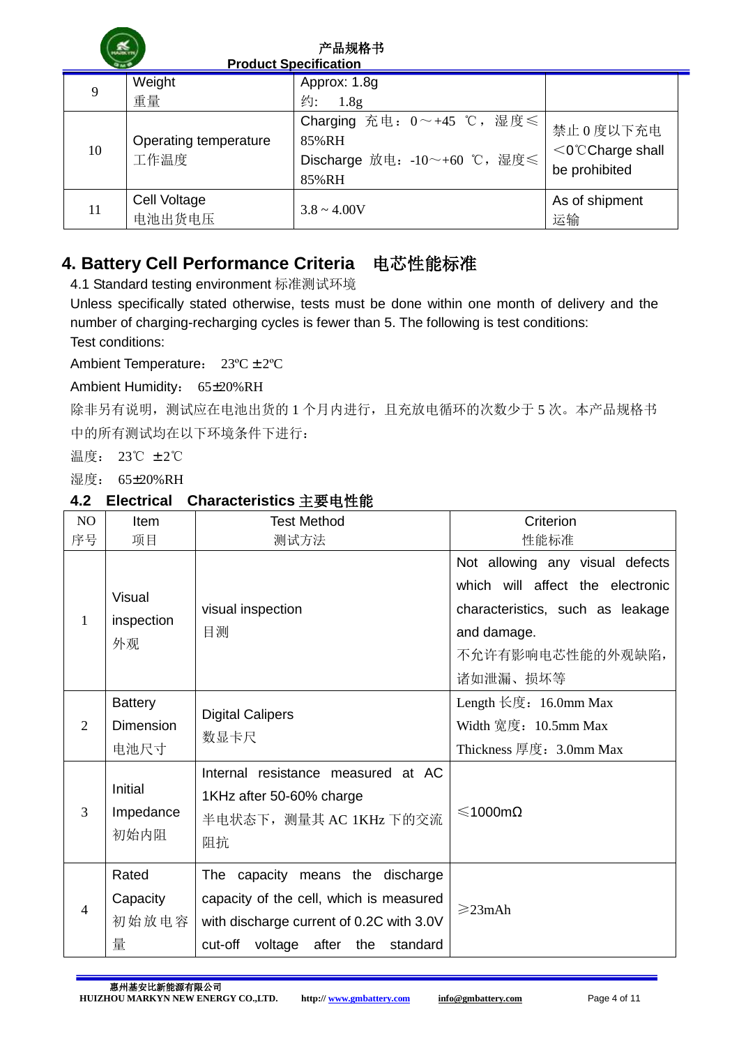| 9 | Weight<br>重量 | Approx: 1.8g<br>约:　1.8g | |
|---|---|---|---|
| 10 | Operating temperature<br>工作温度 | Charging 充电：0～+45 ℃，湿度≤85%RH<br>Discharge 放电：-10～+60 ℃，湿度≤85%RH | 禁止 0 度以下充电<br><0℃Charge shall be prohibited |
| 11 | Cell Voltage<br>电池出货电压 | 3.8 ~ 4.00V | As of shipment<br>运输 |

## 4. Battery Cell Performance Criteria　电芯性能标准

4.1 Standard testing environment 标准测试环境

Unless specifically stated otherwise, tests must be done within one month of delivery and the number of charging-recharging cycles is fewer than 5. The following is test conditions:

Test conditions:

Ambient Temperature:　23ºC ±2ºC

Ambient Humidity:　65±20%RH

除非另有说明，测试应在电池出货的 1 个月内进行，且充放电循环的次数少于 5 次。本产品规格书中的所有测试均在以下环境条件下进行：

温度:　23℃ ±2℃

湿度:　65±20%RH

### 4.2　Electrical　Characteristics 主要电性能

| NO<br>序号 | Item<br>项目 | Test Method<br>测试方法 | Criterion<br>性能标准 |
|---|---|---|---|
| 1 | Visual inspection<br>外观 | visual inspection<br>目测 | Not allowing any visual defects which will affect the electronic characteristics, such as leakage and damage.<br>不允许有影响电芯性能的外观缺陷，诸如泄漏、损坏等 |
| 2 | Battery Dimension<br>电池尺寸 | Digital Calipers<br>数显卡尺 | Length 长度：16.0mm Max<br>Width 宽度：10.5mm Max<br>Thickness 厚度：3.0mm Max |
| 3 | Initial Impedance<br>初始内阻 | Internal resistance measured at AC 1KHz after 50-60% charge<br>半电状态下，测量其 AC 1KHz 下的交流阻抗 | ≤1000mΩ |
| 4 | Rated Capacity<br>初始放电容量 | The capacity means the discharge capacity of the cell, which is measured with discharge current of 0.2C with 3.0V cut-off voltage after the standard | ≥23mAh |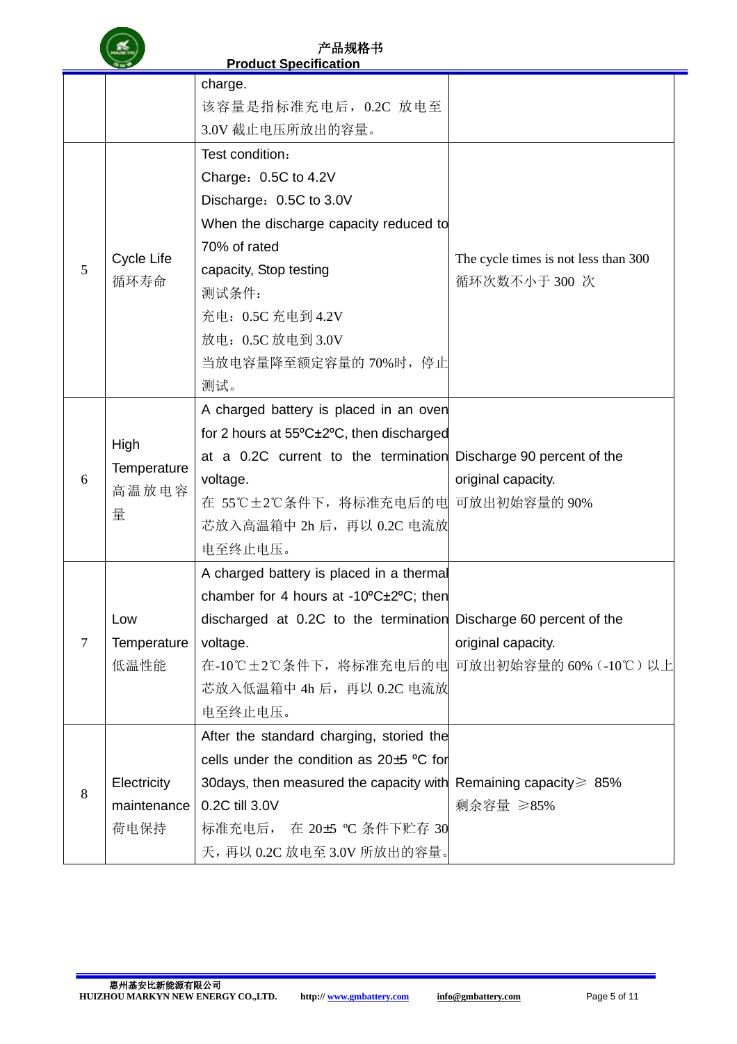| | | | |
|---|---|---|---|
| | | charge.<br>该容量是指标准充电后，0.2C 放电至3.0V 截止电压所放出的容量。 | |
| 5 | Cycle Life<br>循环寿命 | Test condition：<br>Charge：0.5C to 4.2V<br>Discharge：0.5C to 3.0V<br>When the discharge capacity reduced to 70% of rated capacity, Stop testing<br>测试条件：<br>充电：0.5C 充电到 4.2V<br>放电：0.5C 放电到 3.0V<br>当放电容量降至额定容量的 70%时，停止测试。 | The cycle times is not less than 300<br>循环次数不小于 300 次 |
| 6 | High Temperature<br>高温放电容量 | A charged battery is placed in an oven for 2 hours at 55ºC±2ºC, then discharged at a 0.2C current to the termination voltage.<br>在 55℃±2℃条件下，将标准充电后的电芯放入高温箱中 2h 后，再以 0.2C 电流放电至终止电压。 | Discharge 90 percent of the original capacity.<br>可放出初始容量的 90% |
| 7 | Low Temperature<br>低温性能 | A charged battery is placed in a thermal chamber for 4 hours at -10ºC±2ºC; then discharged at 0.2C to the termination voltage.<br>在-10℃±2℃条件下，将标准充电后的电芯放入低温箱中 4h 后，再以 0.2C 电流放电至终止电压。 | Discharge 60 percent of the original capacity.<br>可放出初始容量的 60%（-10℃）以上 |
| 8 | Electricity maintenance<br>荷电保持 | After the standard charging, storied the cells under the condition as 20±5 ºC for 30days, then measured the capacity with 0.2C till 3.0V<br>标准充电后， 在 20±5 ºC 条件下贮存 30 天，再以 0.2C 放电至 3.0V 所放出的容量。 | Remaining capacity≥ 85%<br>剩余容量 ≥85% |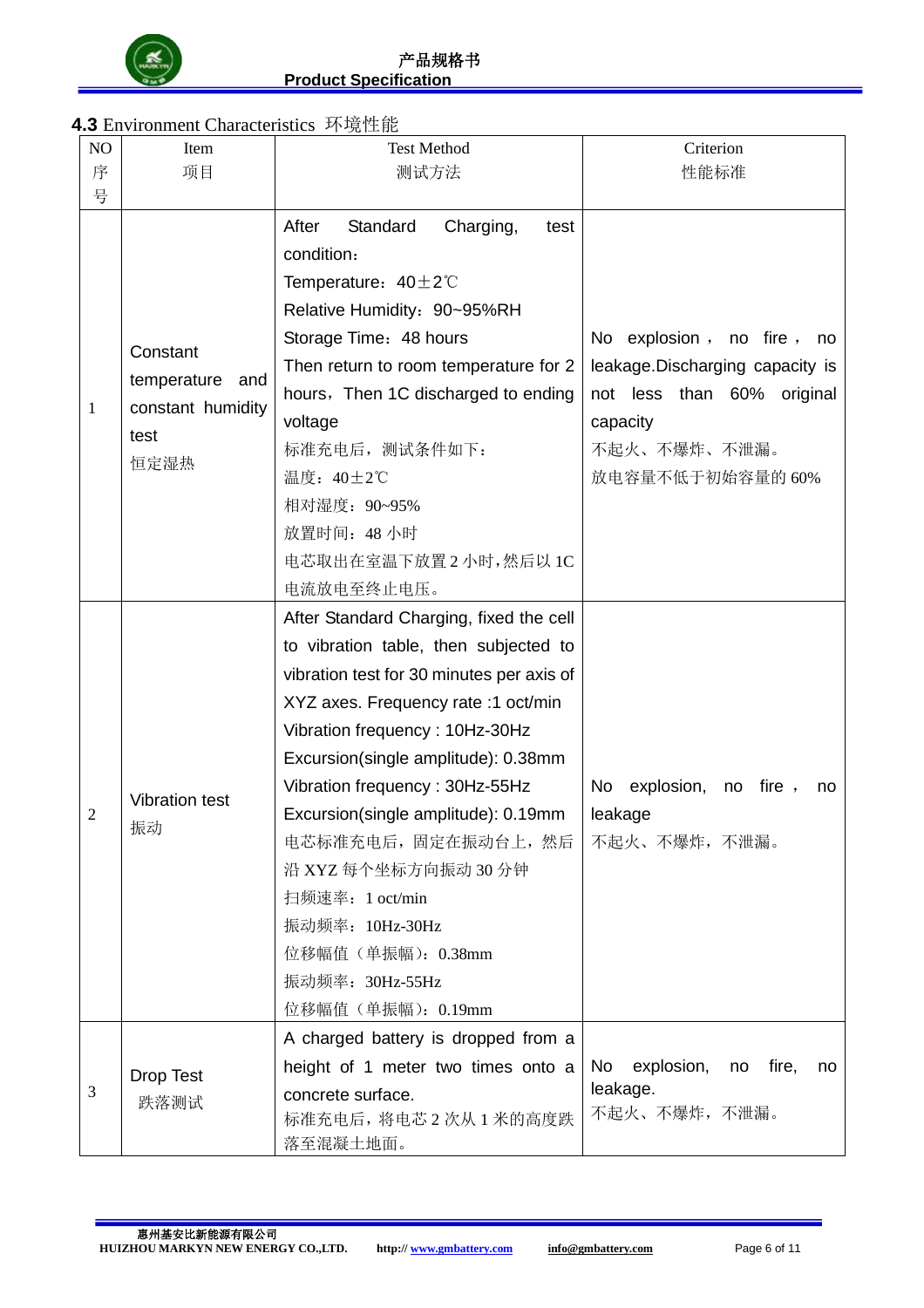### **4.3** Environment Characteristics 环境性能

| NO 序号 | Item 项目 | Test Method 测试方法 | Criterion 性能标准 |
|---|---|---|---|
| 1 | Constant temperature and constant humidity test<br>恒定湿热 | After Standard Charging, test condition:<br>Temperature: 40±2℃<br>Relative Humidity: 90~95%RH<br>Storage Time: 48 hours<br>Then return to room temperature for 2 hours, Then 1C discharged to ending voltage<br>标准充电后，测试条件如下：<br>温度：40±2℃<br>相对湿度：90~95%<br>放置时间：48 小时<br>电芯取出在室温下放置 2 小时，然后以 1C 电流放电至终止电压。 | No explosion, no fire, no leakage.Discharging capacity is not less than 60% original capacity<br>不起火、不爆炸、不泄漏。<br>放电容量不低于初始容量的 60% |
| 2 | Vibration test<br>振动 | After Standard Charging, fixed the cell to vibration table, then subjected to vibration test for 30 minutes per axis of XYZ axes. Frequency rate :1 oct/min<br>Vibration frequency : 10Hz-30Hz<br>Excursion(single amplitude): 0.38mm<br>Vibration frequency : 30Hz-55Hz<br>Excursion(single amplitude): 0.19mm<br>电芯标准充电后，固定在振动台上，然后沿 XYZ 每个坐标方向振动 30 分钟<br>扫频速率：1 oct/min<br>振动频率：10Hz-30Hz<br>位移幅值（单振幅）：0.38mm<br>振动频率：30Hz-55Hz<br>位移幅值（单振幅）：0.19mm | No explosion, no fire, no leakage<br>不起火、不爆炸，不泄漏。 |
| 3 | Drop Test<br>跌落测试 | A charged battery is dropped from a height of 1 meter two times onto a concrete surface.<br>标准充电后，将电芯 2 次从 1 米的高度跌落至混凝土地面。 | No explosion, no fire, no leakage.<br>不起火、不爆炸，不泄漏。 |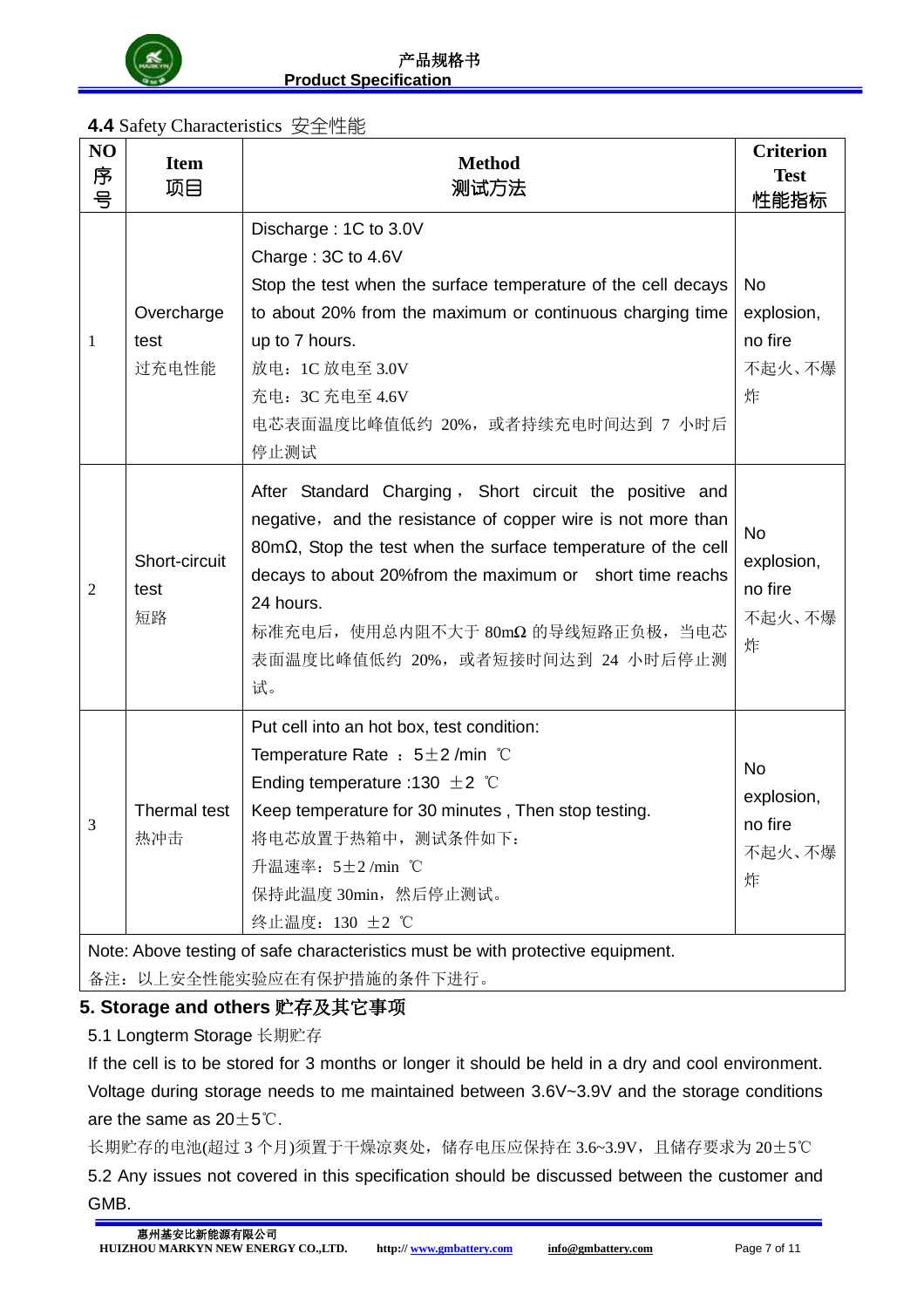### **4.4** Safety Characteristics 安全性能

| NO 序号 | Item 项目 | Method 测试方法 | Criterion Test 性能指标 |
|---|---|---|---|
| 1 | Overcharge test 过充电性能 | Discharge : 1C to 3.0V<br>Charge : 3C to 4.6V<br>Stop the test when the surface temperature of the cell decays to about 20% from the maximum or continuous charging time up to 7 hours.<br>放电：1C 放电至 3.0V<br>充电：3C 充电至 4.6V<br>电芯表面温度比峰值低约 20%，或者持续充电时间达到 7 小时后停止测试 | No explosion, no fire<br>不起火、不爆炸 |
| 2 | Short-circuit test 短路 | After Standard Charging，Short circuit the positive and negative，and the resistance of copper wire is not more than 80mΩ, Stop the test when the surface temperature of the cell decays to about 20%from the maximum or short time reachs 24 hours.<br>标准充电后，使用总内阻不大于 80mΩ 的导线短路正负极，当电芯表面温度比峰值低约 20%，或者短接时间达到 24 小时后停止测试。 | No explosion, no fire<br>不起火、不爆炸 |
| 3 | Thermal test 热冲击 | Put cell into an hot box, test condition:<br>Temperature Rate ： 5±2 /min ℃<br>Ending temperature :130 ±2 ℃<br>Keep temperature for 30 minutes , Then stop testing.<br>将电芯放置于热箱中，测试条件如下：<br>升温速率：5±2 /min ℃<br>保持此温度 30min，然后停止测试。<br>终止温度：130 ±2 ℃ | No explosion, no fire<br>不起火、不爆炸 |
| Note: Above testing of safe characteristics must be with protective equipment.<br>备注：以上安全性能实验应在有保护措施的条件下进行。 | | | |

## **5. Storage and others 贮存及其它事项**

5.1 Longterm Storage 长期贮存

If the cell is to be stored for 3 months or longer it should be held in a dry and cool environment. Voltage during storage needs to me maintained between 3.6V~3.9V and the storage conditions are the same as 20±5℃.

长期贮存的电池(超过 3 个月)须置于干燥凉爽处，储存电压应保持在 3.6~3.9V，且储存要求为 20±5℃

5.2 Any issues not covered in this specification should be discussed between the customer and GMB.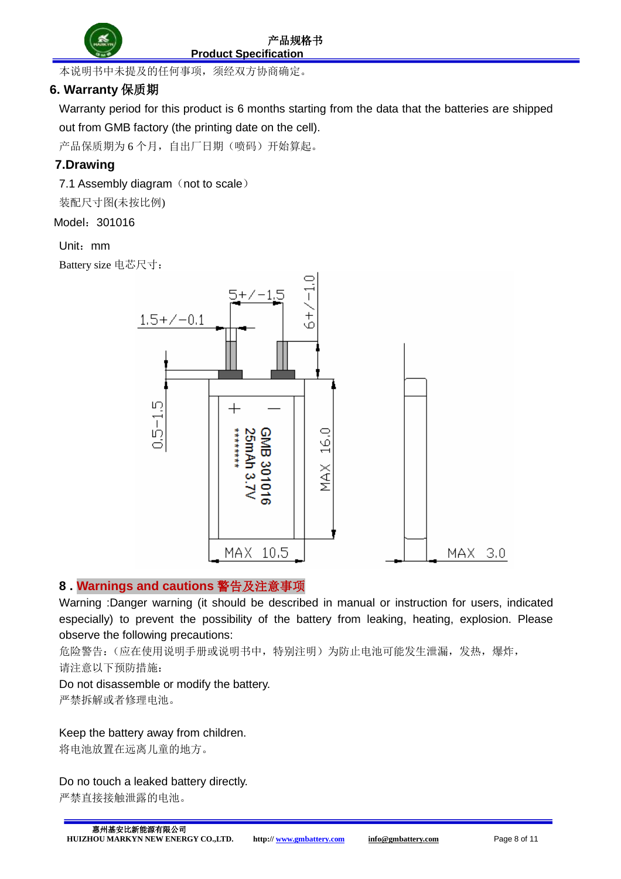本说明书中未提及的任何事项，须经双方协商确定。

## 6. Warranty 保质期

Warranty period for this product is 6 months starting from the data that the batteries are shipped out from GMB factory (the printing date on the cell).

产品保质期为 6 个月，自出厂日期（喷码）开始算起。

## 7.Drawing

7.1 Assembly diagram（not to scale）

装配尺寸图(未按比例)

Model：301016

Unit：mm

Battery size 电芯尺寸：

5+/−1.5

1.5+/−0.1

6+/−1.0

0.5−1.5

\+ −

GMB 301016

25mAh 3.7V

\*\*\*\*\*\*\*\*

MAX 16.0

MAX 10.5

MAX 3.0

## 8 . Warnings and cautions 警告及注意事项

Warning :Danger warning (it should be described in manual or instruction for users, indicated especially) to prevent the possibility of the battery from leaking, heating, explosion. Please observe the following precautions:

危险警告：(应在使用说明手册或说明书中，特别注明）为防止电池可能发生泄漏，发热，爆炸，请注意以下预防措施：

Do not disassemble or modify the battery.

严禁拆解或者修理电池。

Keep the battery away from children.

将电池放置在远离儿童的地方。

Do no touch a leaked battery directly.

严禁直接接触泄露的电池。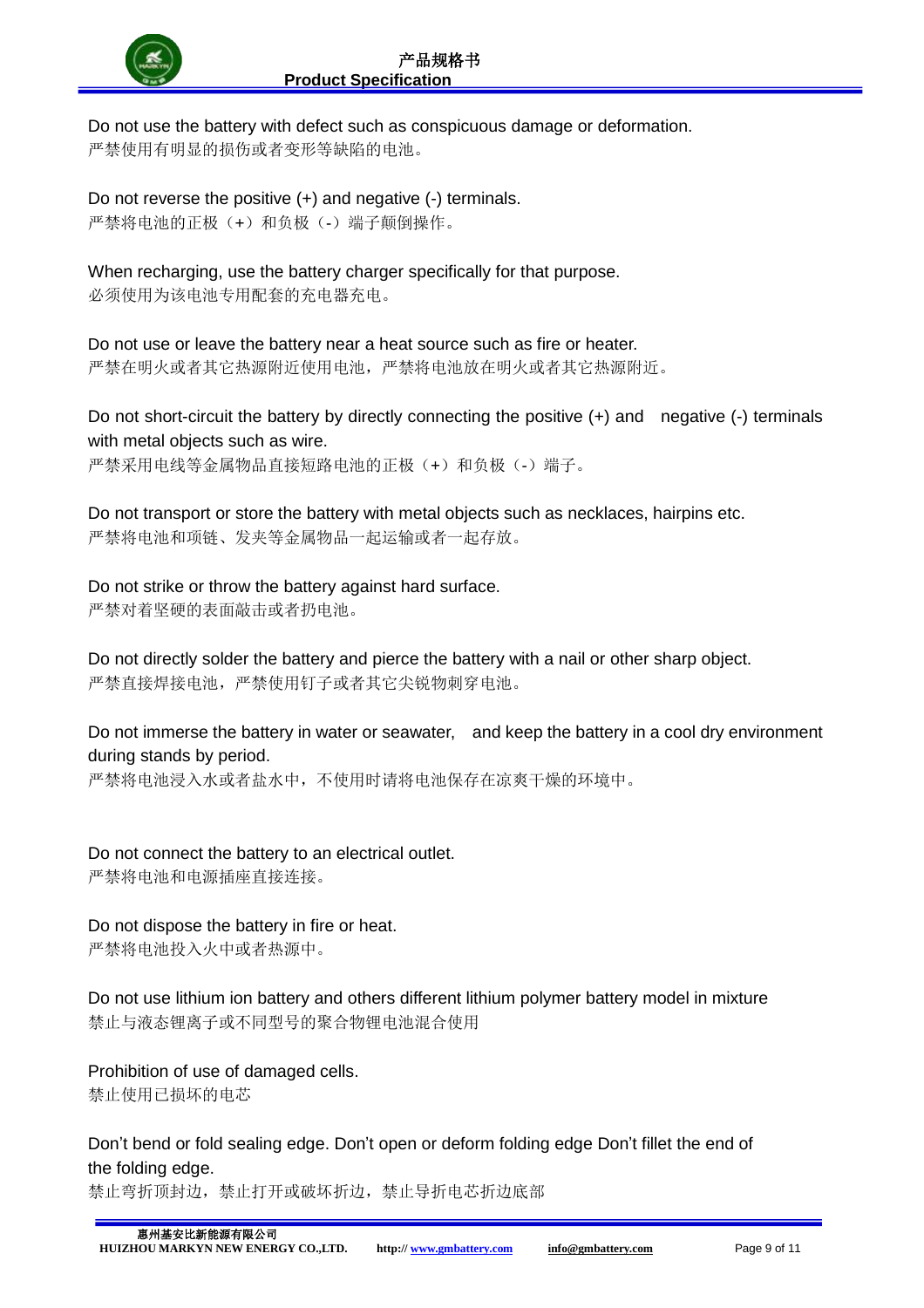Do not use the battery with defect such as conspicuous damage or deformation.
严禁使用有明显的损伤或者变形等缺陷的电池。

Do not reverse the positive (+) and negative (-) terminals.
严禁将电池的正极（+）和负极（-）端子颠倒操作。

When recharging, use the battery charger specifically for that purpose.
必须使用为该电池专用配套的充电器充电。

Do not use or leave the battery near a heat source such as fire or heater.
严禁在明火或者其它热源附近使用电池，严禁将电池放在明火或者其它热源附近。

Do not short-circuit the battery by directly connecting the positive (+) and negative (-) terminals with metal objects such as wire.
严禁采用电线等金属物品直接短路电池的正极（+）和负极（-）端子。

Do not transport or store the battery with metal objects such as necklaces, hairpins etc.
严禁将电池和项链、发夹等金属物品一起运输或者一起存放。

Do not strike or throw the battery against hard surface.
严禁对着坚硬的表面敲击或者扔电池。

Do not directly solder the battery and pierce the battery with a nail or other sharp object.
严禁直接焊接电池，严禁使用钉子或者其它尖锐物刺穿电池。

Do not immerse the battery in water or seawater, and keep the battery in a cool dry environment during stands by period.
严禁将电池浸入水或者盐水中，不使用时请将电池保存在凉爽干燥的环境中。

Do not connect the battery to an electrical outlet.
严禁将电池和电源插座直接连接。

Do not dispose the battery in fire or heat.
严禁将电池投入火中或者热源中。

Do not use lithium ion battery and others different lithium polymer battery model in mixture
禁止与液态锂离子或不同型号的聚合物锂电池混合使用

Prohibition of use of damaged cells.
禁止使用已损坏的电芯

Don't bend or fold sealing edge. Don't open or deform folding edge Don't fillet the end of the folding edge.
禁止弯折顶封边，禁止打开或破坏折边，禁止导折电芯折边底部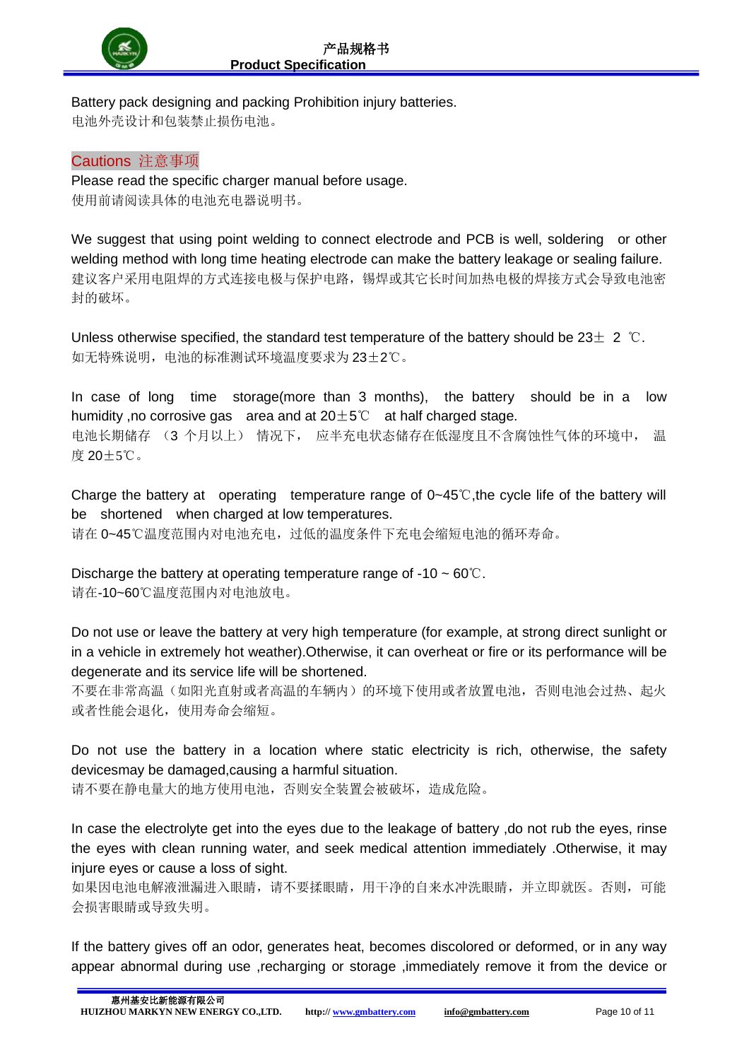Battery pack designing and packing Prohibition injury batteries.
电池外壳设计和包装禁止损伤电池。

## Cautions 注意事项

Please read the specific charger manual before usage.
使用前请阅读具体的电池充电器说明书。

We suggest that using point welding to connect electrode and PCB is well, soldering or other welding method with long time heating electrode can make the battery leakage or sealing failure.
建议客户采用电阻焊的方式连接电极与保护电路，锡焊或其它长时间加热电极的焊接方式会导致电池密封的破坏。

Unless otherwise specified, the standard test temperature of the battery should be 23± 2 ℃.
如无特殊说明，电池的标准测试环境温度要求为 23±2℃。

In case of long time storage(more than 3 months), the battery should be in a low humidity ,no corrosive gas area and at 20±5℃ at half charged stage.
电池长期储存 （3 个月以上） 情况下， 应半充电状态储存在低湿度且不含腐蚀性气体的环境中， 温度 20±5℃。

Charge the battery at operating temperature range of 0~45℃,the cycle life of the battery will be shortened when charged at low temperatures.
请在 0~45℃温度范围内对电池充电，过低的温度条件下充电会缩短电池的循环寿命。

Discharge the battery at operating temperature range of -10 ~ 60℃.
请在-10~60℃温度范围内对电池放电。

Do not use or leave the battery at very high temperature (for example, at strong direct sunlight or in a vehicle in extremely hot weather).Otherwise, it can overheat or fire or its performance will be degenerate and its service life will be shortened.
不要在非常高温（如阳光直射或者高温的车辆内）的环境下使用或者放置电池，否则电池会过热、起火或者性能会退化，使用寿命会缩短。

Do not use the battery in a location where static electricity is rich, otherwise, the safety devicesmay be damaged,causing a harmful situation.
请不要在静电量大的地方使用电池，否则安全装置会被破坏，造成危险。

In case the electrolyte get into the eyes due to the leakage of battery ,do not rub the eyes, rinse the eyes with clean running water, and seek medical attention immediately .Otherwise, it may injure eyes or cause a loss of sight.
如果因电池电解液泄漏进入眼睛，请不要揉眼睛，用干净的自来水冲洗眼睛，并立即就医。否则，可能会损害眼睛或导致失明。

If the battery gives off an odor, generates heat, becomes discolored or deformed, or in any way appear abnormal during use ,recharging or storage ,immediately remove it from the device or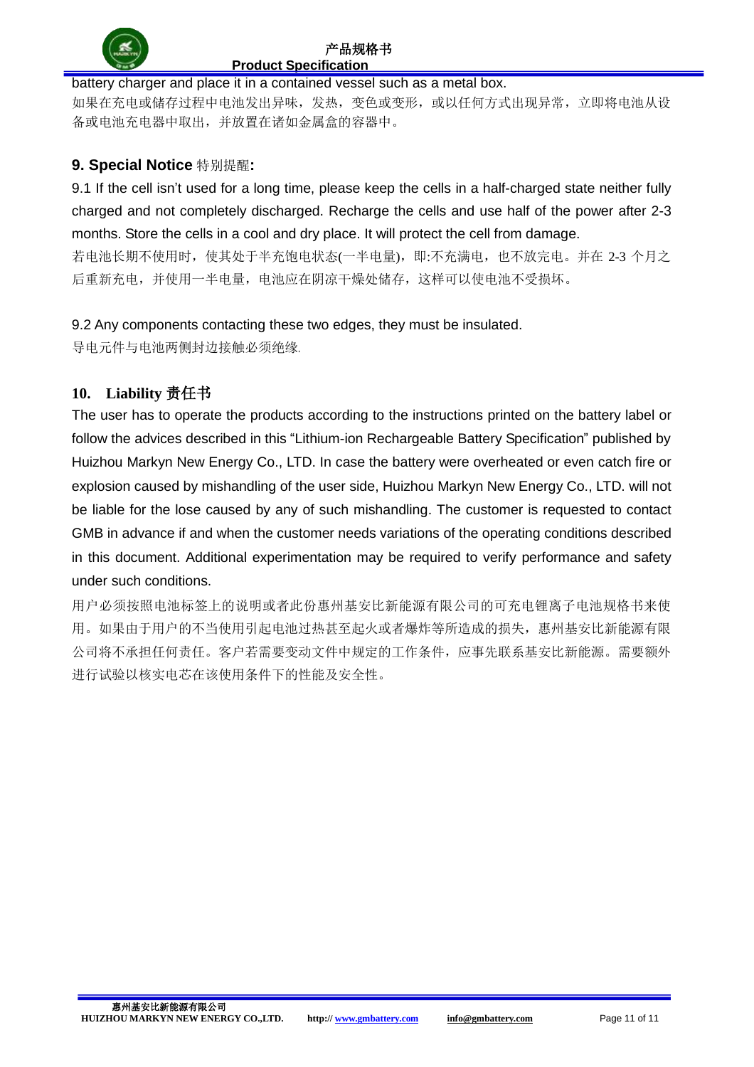battery charger and place it in a contained vessel such as a metal box.

如果在充电或储存过程中电池发出异味，发热，变色或变形，或以任何方式出现异常，立即将电池从设备或电池充电器中取出，并放置在诸如金属盒的容器中。

## 9. Special Notice 特别提醒:

9.1 If the cell isn't used for a long time, please keep the cells in a half-charged state neither fully charged and not completely discharged. Recharge the cells and use half of the power after 2-3 months. Store the cells in a cool and dry place. It will protect the cell from damage.

若电池长期不使用时，使其处于半充饱电状态(一半电量)，即:不充满电，也不放完电。并在 2-3 个月之后重新充电，并使用一半电量，电池应在阴凉干燥处储存，这样可以使电池不受损坏。

9.2 Any components contacting these two edges, they must be insulated.

导电元件与电池两侧封边接触必须绝缘.

## 10. Liability 责任书

The user has to operate the products according to the instructions printed on the battery label or follow the advices described in this "Lithium-ion Rechargeable Battery Specification" published by Huizhou Markyn New Energy Co., LTD. In case the battery were overheated or even catch fire or explosion caused by mishandling of the user side, Huizhou Markyn New Energy Co., LTD. will not be liable for the lose caused by any of such mishandling. The customer is requested to contact GMB in advance if and when the customer needs variations of the operating conditions described in this document. Additional experimentation may be required to verify performance and safety under such conditions.

用户必须按照电池标签上的说明或者此份惠州基安比新能源有限公司的可充电锂离子电池规格书来使用。如果由于用户的不当使用引起电池过热甚至起火或者爆炸等所造成的损失，惠州基安比新能源有限公司将不承担任何责任。客户若需要变动文件中规定的工作条件，应事先联系基安比新能源。需要额外进行试验以核实电芯在该使用条件下的性能及安全性。